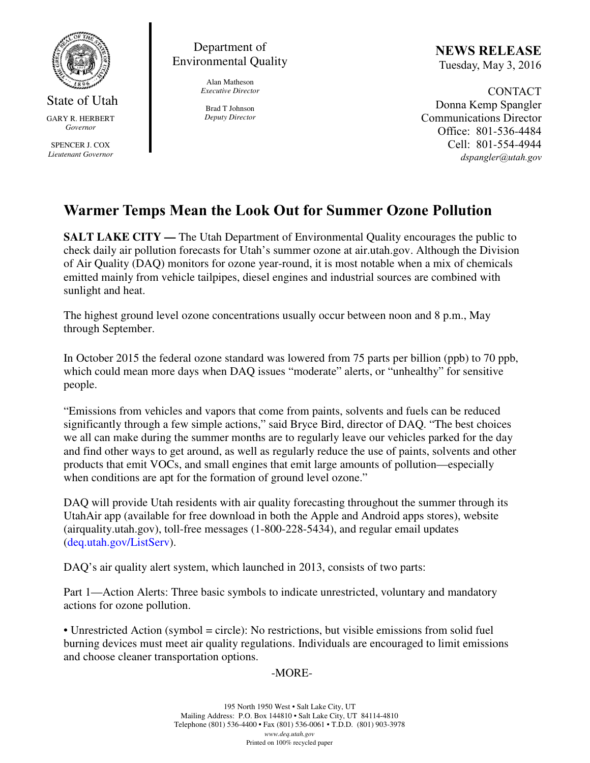State of Utah

GARY R. HERBERT
*Governor*

SPENCER J. COX
*Lieutenant Governor*

Department of Environmental Quality

Alan Matheson
*Executive Director*

Brad T Johnson
*Deputy Director*

**NEWS RELEASE**
Tuesday, May 3, 2016

CONTACT
Donna Kemp Spangler
Communications Director
Office: 801-536-4484
Cell: 801-554-4944
*dspangler@utah.gov*

# Warmer Temps Mean the Look Out for Summer Ozone Pollution

**SALT LAKE CITY —** The Utah Department of Environmental Quality encourages the public to check daily air pollution forecasts for Utah's summer ozone at air.utah.gov. Although the Division of Air Quality (DAQ) monitors for ozone year-round, it is most notable when a mix of chemicals emitted mainly from vehicle tailpipes, diesel engines and industrial sources are combined with sunlight and heat.

The highest ground level ozone concentrations usually occur between noon and 8 p.m., May through September.

In October 2015 the federal ozone standard was lowered from 75 parts per billion (ppb) to 70 ppb, which could mean more days when DAQ issues "moderate" alerts, or "unhealthy" for sensitive people.

"Emissions from vehicles and vapors that come from paints, solvents and fuels can be reduced significantly through a few simple actions," said Bryce Bird, director of DAQ. "The best choices we all can make during the summer months are to regularly leave our vehicles parked for the day and find other ways to get around, as well as regularly reduce the use of paints, solvents and other products that emit VOCs, and small engines that emit large amounts of pollution—especially when conditions are apt for the formation of ground level ozone."

DAQ will provide Utah residents with air quality forecasting throughout the summer through its UtahAir app (available for free download in both the Apple and Android apps stores), website (airquality.utah.gov), toll-free messages (1-800-228-5434), and regular email updates (deq.utah.gov/ListServ).

DAQ's air quality alert system, which launched in 2013, consists of two parts:

Part 1—Action Alerts: Three basic symbols to indicate unrestricted, voluntary and mandatory actions for ozone pollution.

• Unrestricted Action (symbol = circle): No restrictions, but visible emissions from solid fuel burning devices must meet air quality regulations. Individuals are encouraged to limit emissions and choose cleaner transportation options.

-MORE-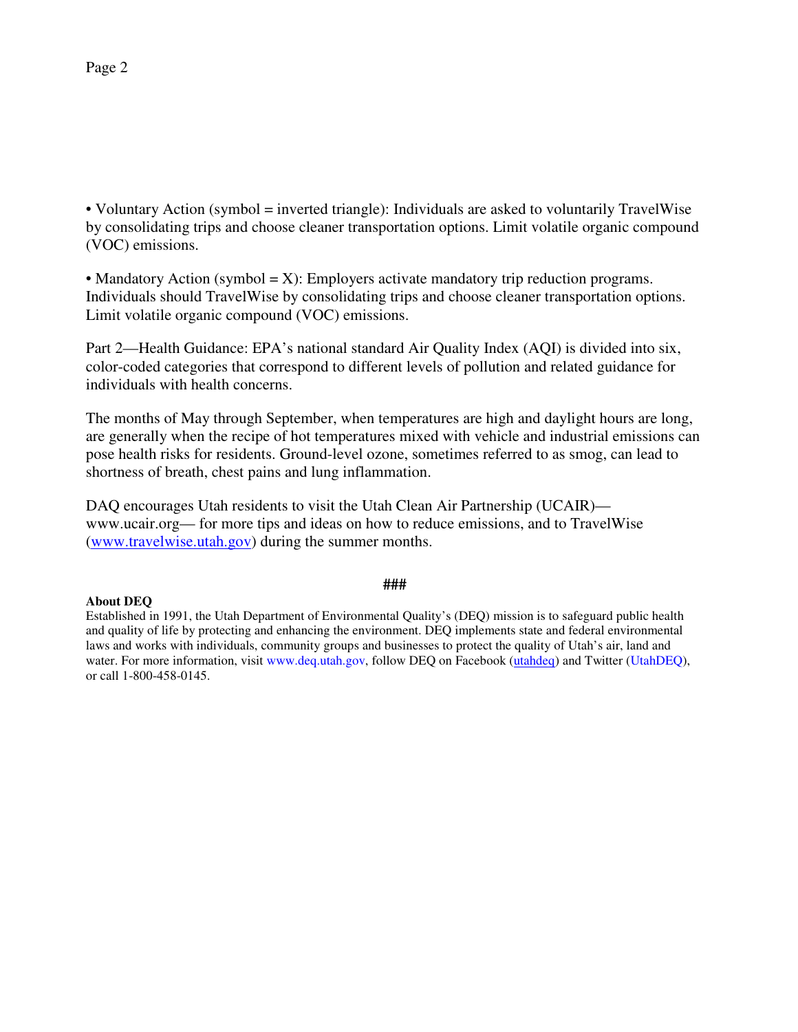• Voluntary Action (symbol = inverted triangle): Individuals are asked to voluntarily TravelWise by consolidating trips and choose cleaner transportation options. Limit volatile organic compound (VOC) emissions.

• Mandatory Action (symbol = X): Employers activate mandatory trip reduction programs. Individuals should TravelWise by consolidating trips and choose cleaner transportation options. Limit volatile organic compound (VOC) emissions.

Part 2—Health Guidance: EPA's national standard Air Quality Index (AQI) is divided into six, color-coded categories that correspond to different levels of pollution and related guidance for individuals with health concerns.

The months of May through September, when temperatures are high and daylight hours are long, are generally when the recipe of hot temperatures mixed with vehicle and industrial emissions can pose health risks for residents. Ground-level ozone, sometimes referred to as smog, can lead to shortness of breath, chest pains and lung inflammation.

DAQ encourages Utah residents to visit the Utah Clean Air Partnership (UCAIR)—www.ucair.org— for more tips and ideas on how to reduce emissions, and to TravelWise (www.travelwise.utah.gov) during the summer months.

###

**About DEQ**

Established in 1991, the Utah Department of Environmental Quality's (DEQ) mission is to safeguard public health and quality of life by protecting and enhancing the environment. DEQ implements state and federal environmental laws and works with individuals, community groups and businesses to protect the quality of Utah's air, land and water. For more information, visit www.deq.utah.gov, follow DEQ on Facebook (utahdeq) and Twitter (UtahDEQ), or call 1-800-458-0145.